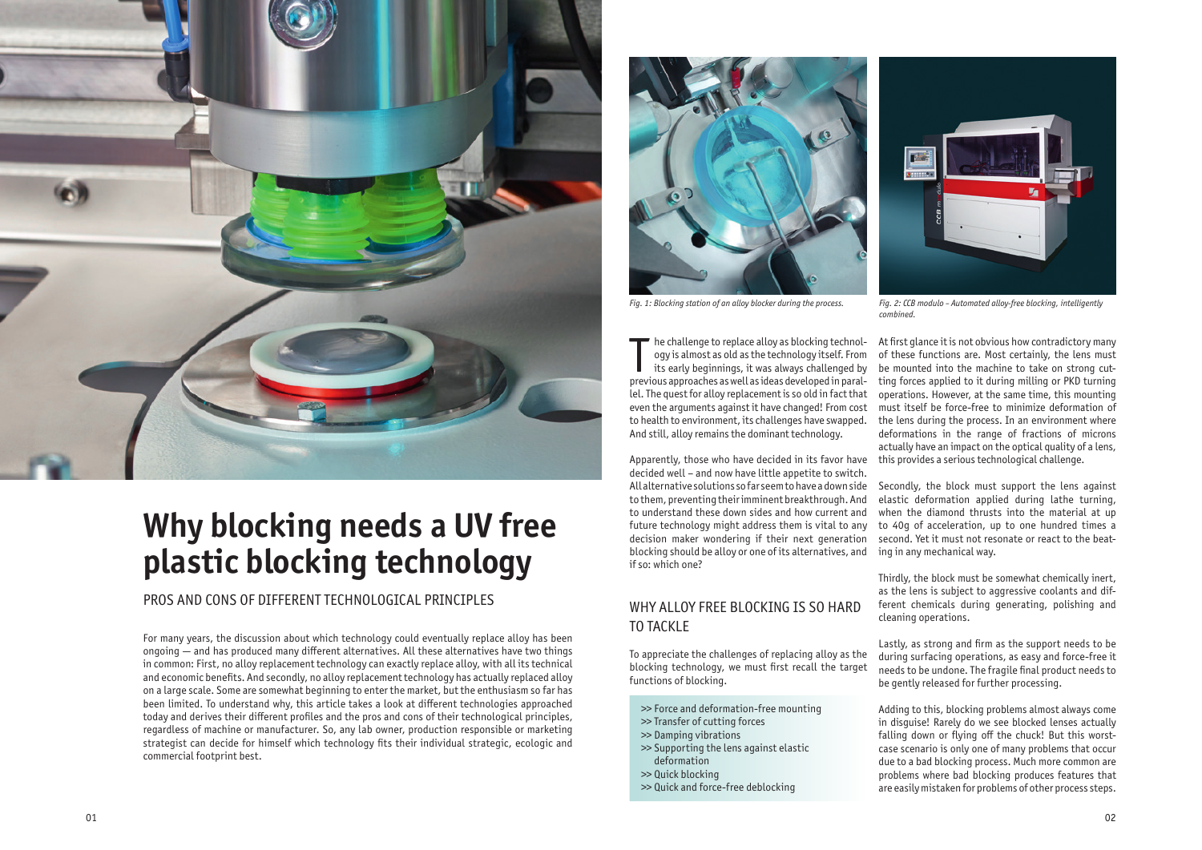# Why blocking needs a UV free plastic blocking technology

## PROS AND CONS OF DIFFERENT TECHNOLOGICAL PRINCIPLES

For many years, the discussion about which technology could eventually replace alloy has been ongoing — and has produced many different alternatives. All these alternatives have two things in common: First, no alloy replacement technology can exactly replace alloy, with all its technical and economic benefits. And secondly, no alloy replacement technology has actually replaced alloy on a large scale. Some are somewhat beginning to enter the market, but the enthusiasm so far has been limited. To understand why, this article takes a look at different technologies approached today and derives their different profiles and the pros and cons of their technological principles, regardless of machine or manufacturer. So, any lab owner, production responsible or marketing strategist can decide for himself which technology fits their individual strategic, ecologic and commercial footprint best.

*Fig. 1: Blocking station of an alloy blocker during the process.*

*Fig. 2: CCB modulo - Automated alloy-free blocking, intelligently combined.*

The challenge to replace alloy as blocking technology is almost as old as the technology itself. From its early beginnings, it was always challenged by previous approaches as well as ideas developed in parallel. The quest for alloy replacement is so old in fact that even the arguments against it have changed! From cost to health to environment, its challenges have swapped. And still, alloy remains the dominant technology.

Apparently, those who have decided in its favor have decided well – and now have little appetite to switch. All alternative solutions so far seem to have a down side to them, preventing their imminent breakthrough. And to understand these down sides and how current and future technology might address them is vital to any decision maker wondering if their next generation blocking should be alloy or one of its alternatives, and if so: which one?

## WHY ALLOY FREE BLOCKING IS SO HARD TO TACKLE

To appreciate the challenges of replacing alloy as the blocking technology, we must first recall the target functions of blocking.

- >> Force and deformation-free mounting
- >> Transfer of cutting forces
- >> Damping vibrations
- >> Supporting the lens against elastic deformation
- >> Quick blocking
- >> Quick and force-free deblocking

At first glance it is not obvious how contradictory many of these functions are. Most certainly, the lens must be mounted into the machine to take on strong cutting forces applied to it during milling or PKD turning operations. However, at the same time, this mounting must itself be force-free to minimize deformation of the lens during the process. In an environment where deformations in the range of fractions of microns actually have an impact on the optical quality of a lens, this provides a serious technological challenge.

Secondly, the block must support the lens against elastic deformation applied during lathe turning, when the diamond thrusts into the material at up to 40g of acceleration, up to one hundred times a second. Yet it must not resonate or react to the beating in any mechanical way.

Thirdly, the block must be somewhat chemically inert, as the lens is subject to aggressive coolants and different chemicals during generating, polishing and cleaning operations.

Lastly, as strong and firm as the support needs to be during surfacing operations, as easy and force-free it needs to be undone. The fragile final product needs to be gently released for further processing.

Adding to this, blocking problems almost always come in disguise! Rarely do we see blocked lenses actually falling down or flying off the chuck! But this worst-case scenario is only one of many problems that occur due to a bad blocking process. Much more common are problems where bad blocking produces features that are easily mistaken for problems of other process steps.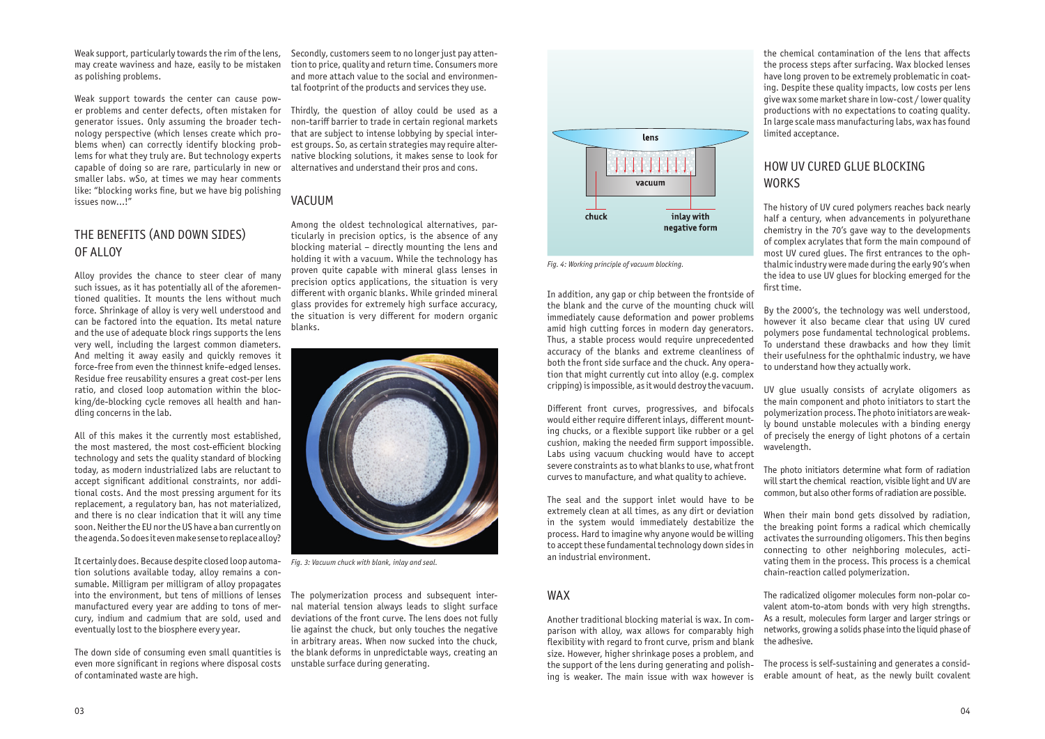Weak support, particularly towards the rim of the lens, may create waviness and haze, easily to be mistaken as polishing problems.

Weak support towards the center can cause power problems and center defects, often mistaken for generator issues. Only assuming the broader technology perspective (which lenses create which problems when) can correctly identify blocking problems for what they truly are. But technology experts capable of doing so are rare, particularly in new or smaller labs. wSo, at times we may hear comments like: "blocking works fine, but we have big polishing issues now...!"

## THE BENEFITS (AND DOWN SIDES) OF ALLOY

Alloy provides the chance to steer clear of many such issues, as it has potentially all of the aforementioned qualities. It mounts the lens without much force. Shrinkage of alloy is very well understood and can be factored into the equation. Its metal nature and the use of adequate block rings supports the lens very well, including the largest common diameters. And melting it away easily and quickly removes it force-free from even the thinnest knife-edged lenses. Residue free reusability ensures a great cost-per lens ratio, and closed loop automation within the blocking/de-blocking cycle removes all health and handling concerns in the lab.

All of this makes it the currently most established, the most mastered, the most cost-efficient blocking technology and sets the quality standard of blocking today, as modern industrialized labs are reluctant to accept significant additional constraints, nor additional costs. And the most pressing argument for its replacement, a regulatory ban, has not materialized, and there is no clear indication that it will any time soon. Neither the EU nor the US have a ban currently on the agenda. So does it even make sense to replace alloy?

It certainly does. Because despite closed loop automation solutions available today, alloy remains a consumable. Milligram per milligram of alloy propagates into the environment, but tens of millions of lenses manufactured every year are adding to tons of mercury, indium and cadmium that are sold, used and eventually lost to the biosphere every year.

The down side of consuming even small quantities is even more significant in regions where disposal costs of contaminated waste are high.

Secondly, customers seem to no longer just pay attention to price, quality and return time. Consumers more and more attach value to the social and environmental footprint of the products and services they use.

Thirdly, the question of alloy could be used as a non-tariff barrier to trade in certain regional markets that are subject to intense lobbying by special interest groups. So, as certain strategies may require alternative blocking solutions, it makes sense to look for alternatives and understand their pros and cons.

## VACUUM

Among the oldest technological alternatives, particularly in precision optics, is the absence of any blocking material – directly mounting the lens and holding it with a vacuum. While the technology has proven quite capable with mineral glass lenses in precision optics applications, the situation is very different with organic blanks. While grinded mineral glass provides for extremely high surface accuracy, the situation is very different for modern organic blanks.

*Fig. 3: Vacuum chuck with blank, inlay and seal.*

The polymerization process and subsequent internal material tension always leads to slight surface deviations of the front curve. The lens does not fully lie against the chuck, but only touches the negative in arbitrary areas. When now sucked into the chuck, the blank deforms in unpredictable ways, creating an unstable surface during generating.

*Fig. 4: Working principle of vacuum blocking.*

In addition, any gap or chip between the frontside of the blank and the curve of the mounting chuck will immediately cause deformation and power problems amid high cutting forces in modern day generators. Thus, a stable process would require unprecedented accuracy of the blanks and extreme cleanliness of both the front side surface and the chuck. Any operation that might currently cut into alloy (e.g. complex cripping) is impossible, as it would destroy the vacuum.

Different front curves, progressives, and bifocals would either require different inlays, different mounting chucks, or a flexible support like rubber or a gel cushion, making the needed firm support impossible. Labs using vacuum chucking would have to accept severe constraints as to what blanks to use, what front curves to manufacture, and what quality to achieve.

The seal and the support inlet would have to be extremely clean at all times, as any dirt or deviation in the system would immediately destabilize the process. Hard to imagine why anyone would be willing to accept these fundamental technology down sides in an industrial environment.

## WAX

Another traditional blocking material is wax. In comparison with alloy, wax allows for comparably high flexibility with regard to front curve, prism and blank size. However, higher shrinkage poses a problem, and the support of the lens during generating and polishing is weaker. The main issue with wax however is the chemical contamination of the lens that affects the process steps after surfacing. Wax blocked lenses have long proven to be extremely problematic in coating. Despite these quality impacts, low costs per lens give wax some market share in low-cost / lower quality productions with no expectations to coating quality. In large scale mass manufacturing labs, wax has found limited acceptance.

## HOW UV CURED GLUE BLOCKING WORKS

The history of UV cured polymers reaches back nearly half a century, when advancements in polyurethane chemistry in the 70's gave way to the developments of complex acrylates that form the main compound of most UV cured glues. The first entrances to the ophthalmic industry were made during the early 90's when the idea to use UV glues for blocking emerged for the first time.

By the 2000's, the technology was well understood, however it also became clear that using UV cured polymers pose fundamental technological problems. To understand these drawbacks and how they limit their usefulness for the ophthalmic industry, we have to understand how they actually work.

UV glue usually consists of acrylate oligomers as the main component and photo initiators to start the polymerization process. The photo initiators are weakly bound unstable molecules with a binding energy of precisely the energy of light photons of a certain wavelength.

The photo initiators determine what form of radiation will start the chemical reaction, visible light and UV are common, but also other forms of radiation are possible.

When their main bond gets dissolved by radiation, the breaking point forms a radical which chemically activates the surrounding oligomers. This then begins connecting to other neighboring molecules, activating them in the process. This process is a chemical chain-reaction called polymerization.

The radicalized oligomer molecules form non-polar covalent atom-to-atom bonds with very high strengths. As a result, molecules form larger and larger strings or networks, growing a solids phase into the liquid phase of the adhesive.

The process is self-sustaining and generates a considerable amount of heat, as the newly built covalent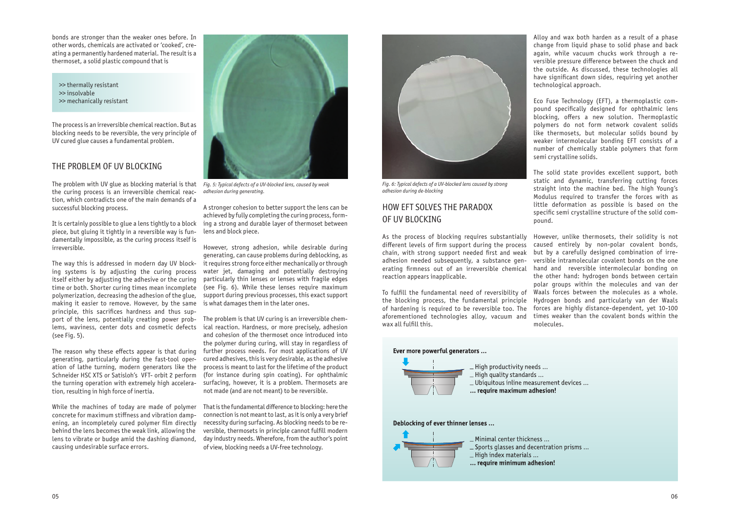bonds are stronger than the weaker ones before. In other words, chemicals are activated or 'cooked', creating a permanently hardened material. The result is a thermoset, a solid plastic compound that is

>> thermally resistant
>> insolvable
>> mechanically resistant

The process is an irreversible chemical reaction. But as blocking needs to be reversible, the very principle of UV cured glue causes a fundamental problem.

## THE PROBLEM OF UV BLOCKING

The problem with UV glue as blocking material is that the curing process is an irreversible chemical reaction, which contradicts one of the main demands of a successful blocking process.

It is certainly possible to glue a lens tightly to a block piece, but gluing it tightly in a reversible way is fundamentally impossible, as the curing process itself is irreversible.

The way this is addressed in modern day UV blocking systems is by adjusting the curing process itself either by adjusting the adhesive or the curing time or both. Shorter curing times mean incomplete polymerization, decreasing the adhesion of the glue, making it easier to remove. However, by the same principle, this sacrifices hardness and thus support of the lens, potentially creating power problems, waviness, center dots and cosmetic defects (see Fig. 5).

The reason why these effects appear is that during generating, particularly during the fast-tool operation of lathe turning, modern generators like the Schneider HSC XTS or Satisloh's VFT- orbit 2 perform the turning operation with extremely high acceleration, resulting in high force of inertia.

While the machines of today are made of polymer concrete for maximum stiffness and vibration dampening, an incompletely cured polymer film directly behind the lens becomes the weak link, allowing the lens to vibrate or budge amid the dashing diamond, causing undesirable surface errors.

*Fig. 5: Typical defects of a UV-blocked lens, caused by weak adhesion during generating.*

A stronger cohesion to better support the lens can be achieved by fully completing the curing process, forming a strong and durable layer of thermoset between lens and block piece.

However, strong adhesion, while desirable during generating, can cause problems during deblocking, as it requires strong force either mechanically or through water jet, damaging and potentially destroying particularly thin lenses or lenses with fragile edges (see Fig. 6). While these lenses require maximum support during previous processes, this exact support is what damages them in the later ones.

The problem is that UV curing is an irreversible chemical reaction. Hardness, or more precisely, adhesion and cohesion of the thermoset once introduced into the polymer during curing, will stay in regardless of further process needs. For most applications of UV cured adhesives, this is very desirable, as the adhesive process is meant to last for the lifetime of the product (for instance during spin coating). For ophthalmic surfacing, however, it is a problem. Thermosets are not made (and are not meant) to be reversible.

That is the fundamental difference to blocking: here the connection is not meant to last, as it is only a very brief necessity during surfacing. As blocking needs to be reversible, thermosets in principle cannot fulfill modern day industry needs. Wherefore, from the author's point of view, blocking needs a UV-free technology.

*Fig. 6: Typical defects of a UV-blocked lens caused by strong adhesion during de-blocking*

## HOW EFT SOLVES THE PARADOX OF UV BLOCKING

As the process of blocking requires substantially different levels of firm support during the process chain, with strong support needed first and weak adhesion needed subsequently, a substance generating firmness out of an irreversible chemical reaction appears inapplicable.

To fulfill the fundamental need of reversibility of the blocking process, the fundamental principle of hardening is required to be reversible too. The aforementioned technologies alloy, vacuum and wax all fulfill this.

Alloy and wax both harden as a result of a phase change from liquid phase to solid phase and back again, while vacuum chucks work through a reversible pressure difference between the chuck and the outside. As discussed, these technologies all have significant down sides, requiring yet another technological approach.

Eco Fuse Technology (EFT), a thermoplastic compound specifically designed for ophthalmic lens blocking, offers a new solution. Thermoplastic polymers do not form network covalent solids like thermosets, but molecular solids bound by weaker intermolecular bonding EFT consists of a number of chemically stable polymers that form semi crystalline solids.

The solid state provides excellent support, both static and dynamic, transferring cutting forces straight into the machine bed. The high Young's Modulus required to transfer the forces with as little deformation as possible is based on the specific semi crystalline structure of the solid compound.

However, unlike thermosets, their solidity is not caused entirely by non-polar covalent bonds, but by a carefully designed combination of irreversible intramolecular covalent bonds on the one hand and reversible intermolecular bonding on the other hand: hydrogen bonds between certain polar groups within the molecules and van der Waals forces between the molecules as a whole. Hydrogen bonds and particularly van der Waals forces are highly distance-dependent, yet 10-100 times weaker than the covalent bonds within the molecules.

**Ever more powerful generators ...**

_ High productivity needs ...
_ High quality standards ...
_ Ubiquitous inline measurement devices ...
**... require maximum adhesion!**

**Deblocking of ever thinner lenses ...**

_ Minimal center thickness ...
_ Sports glasses and decentration prisms ...
_ High index materials ...
**... require minimum adhesion!**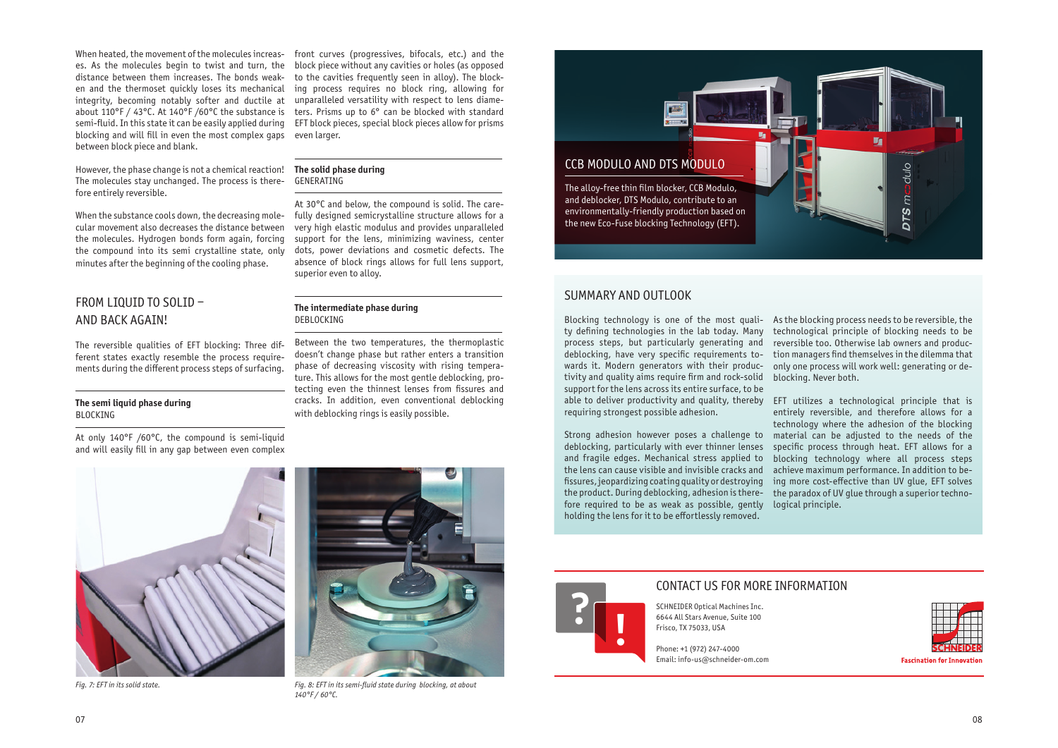When heated, the movement of the molecules increases. As the molecules begin to twist and turn, the distance between them increases. The bonds weaken and the thermoset quickly loses its mechanical integrity, becoming notably softer and ductile at about 110°F / 43°C. At 140°F /60°C the substance is semi-fluid. In this state it can be easily applied during blocking and will fill in even the most complex gaps between block piece and blank.

However, the phase change is not a chemical reaction! The molecules stay unchanged. The process is therefore entirely reversible.

When the substance cools down, the decreasing molecular movement also decreases the distance between the molecules. Hydrogen bonds form again, forcing the compound into its semi crystalline state, only minutes after the beginning of the cooling phase.

## FROM LIQUID TO SOLID – AND BACK AGAIN!

The reversible qualities of EFT blocking: Three different states exactly resemble the process requirements during the different process steps of surfacing.

**The semi liquid phase during**
BLOCKING

At only 140°F /60°C, the compound is semi-liquid and will easily fill in any gap between even complex front curves (progressives, bifocals, etc.) and the block piece without any cavities or holes (as opposed to the cavities frequently seen in alloy). The blocking process requires no block ring, allowing for unparalleled versatility with respect to lens diameters. Prisms up to 6° can be blocked with standard EFT block pieces, special block pieces allow for prisms even larger.

**The solid phase during**
GENERATING

At 30°C and below, the compound is solid. The carefully designed semicrystalline structure allows for a very high elastic modulus and provides unparalleled support for the lens, minimizing waviness, center dots, power deviations and cosmetic defects. The absence of block rings allows for full lens support, superior even to alloy.

**The intermediate phase during**
DEBLOCKING

Between the two temperatures, the thermoplastic doesn't change phase but rather enters a transition phase of decreasing viscosity with rising temperature. This allows for the most gentle deblocking, protecting even the thinnest lenses from fissures and cracks. In addition, even conventional deblocking with deblocking rings is easily possible.

*Fig. 7: EFT in its solid state.*

*Fig. 8: EFT in its semi-fluid state during blocking, at about 140°F / 60°C.*

## CCB MODULO AND DTS MODULO

The alloy-free thin film blocker, CCB Modulo, and deblocker, DTS Modulo, contribute to an environmentally-friendly production based on the new Eco-Fuse blocking Technology (EFT).

## SUMMARY AND OUTLOOK

Blocking technology is one of the most quality defining technologies in the lab today. Many process steps, but particularly generating and deblocking, have very specific requirements towards it. Modern generators with their productivity and quality aims require firm and rock-solid support for the lens across its entire surface, to be able to deliver productivity and quality, thereby requiring strongest possible adhesion.

Strong adhesion however poses a challenge to deblocking, particularly with ever thinner lenses and fragile edges. Mechanical stress applied to the lens can cause visible and invisible cracks and fissures, jeopardizing coating quality or destroying the product. During deblocking, adhesion is therefore required to be as weak as possible, gently holding the lens for it to be effortlessly removed.

As the blocking process needs to be reversible, the technological principle of blocking needs to be reversible too. Otherwise lab owners and production managers find themselves in the dilemma that only one process will work well: generating or deblocking. Never both.

EFT utilizes a technological principle that is entirely reversible, and therefore allows for a technology where the adhesion of the blocking material can be adjusted to the needs of the specific process through heat. EFT allows for a blocking technology where all process steps achieve maximum performance. In addition to being more cost-effective than UV glue, EFT solves the paradox of UV glue through a superior technological principle.

## CONTACT US FOR MORE INFORMATION

SCHNEIDER Optical Machines Inc.
6644 All Stars Avenue, Suite 100
Frisco, TX 75033, USA

Phone: +1 (972) 247-4000
Email: info-us@schneider-om.com

SCHNEIDER
Fascination for Innovation